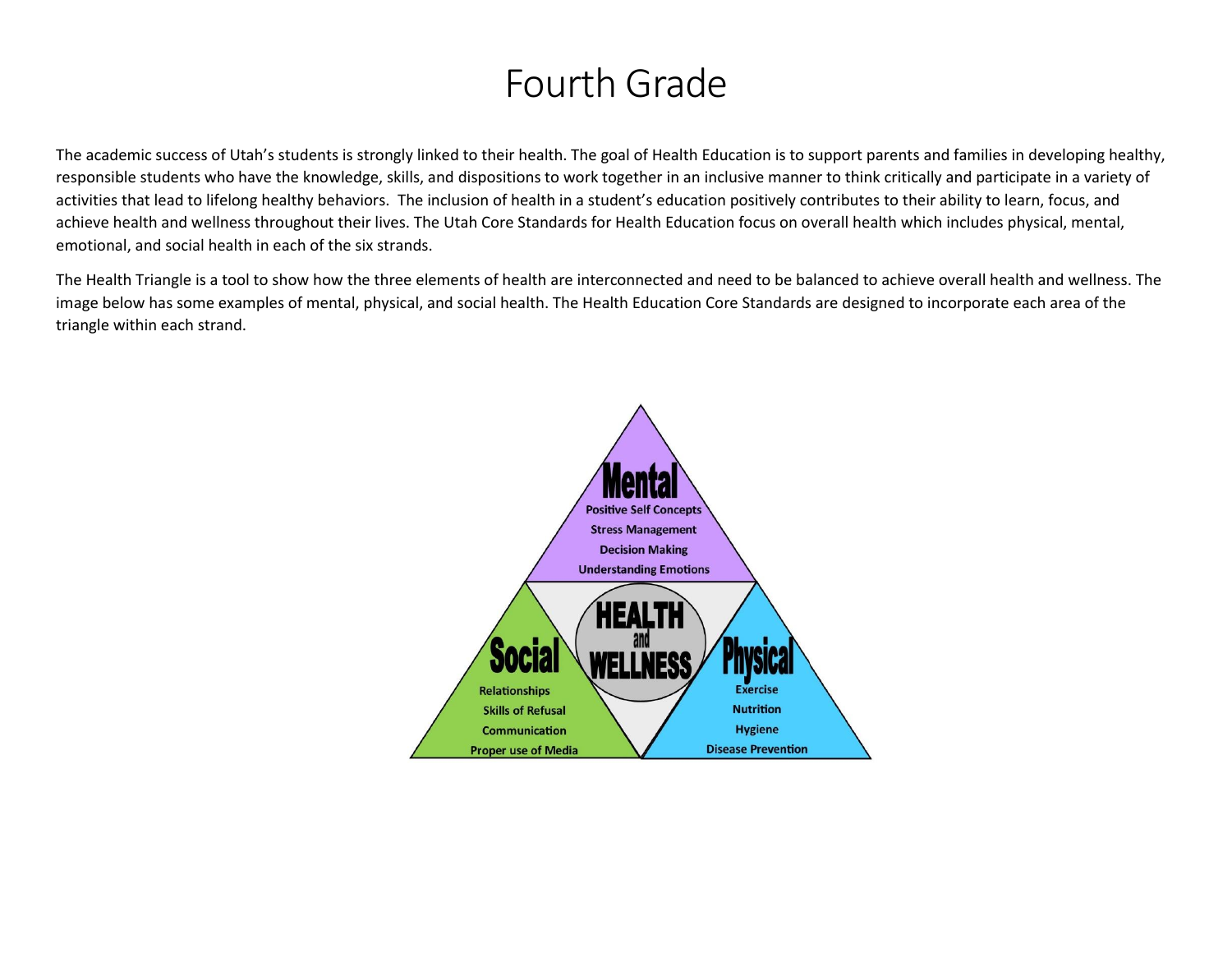# Fourth Grade

The academic success of Utah's students is strongly linked to their health. The goal of Health Education is to support parents and families in developing healthy, responsible students who have the knowledge, skills, and dispositions to work together in an inclusive manner to think critically and participate in a variety of activities that lead to lifelong healthy behaviors. The inclusion of health in a student's education positively contributes to their ability to learn, focus, and achieve health and wellness throughout their lives. The Utah Core Standards for Health Education focus on overall health which includes physical, mental, emotional, and social health in each of the six strands.

The Health Triangle is a tool to show how the three elements of health are interconnected and need to be balanced to achieve overall health and wellness. The image below has some examples of mental, physical, and social health. The Health Education Core Standards are designed to incorporate each area of the triangle within each strand.

**HEALTH and WELLNESS**

**Mental**
- Positive Self Concepts
- Stress Management
- Decision Making
- Understanding Emotions

**Social**
- Relationships
- Skills of Refusal
- Communication
- Proper use of Media

**Physical**
- Exercise
- Nutrition
- Hygiene
- Disease Prevention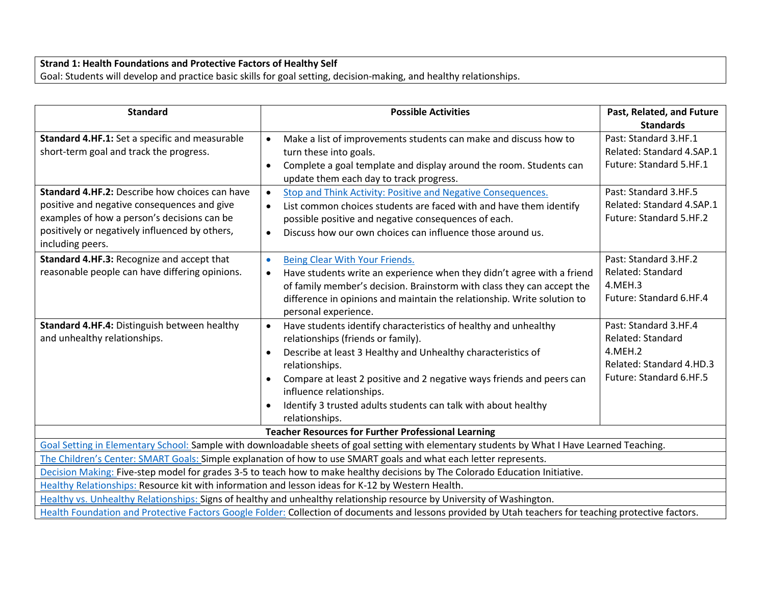**Strand 1: Health Foundations and Protective Factors of Healthy Self**
Goal: Students will develop and practice basic skills for goal setting, decision-making, and healthy relationships.

| Standard | Possible Activities | Past, Related, and Future Standards |
|---|---|---|
| **Standard 4.HF.1:** Set a specific and measurable short-term goal and track the progress. | • Make a list of improvements students can make and discuss how to turn these into goals.<br>• Complete a goal template and display around the room. Students can update them each day to track progress. | Past: Standard 3.HF.1<br>Related: Standard 4.SAP.1<br>Future: Standard 5.HF.1 |
| **Standard 4.HF.2:** Describe how choices can have positive and negative consequences and give examples of how a person's decisions can be positively or negatively influenced by others, including peers. | • Stop and Think Activity: Positive and Negative Consequences.<br>• List common choices students are faced with and have them identify possible positive and negative consequences of each.<br>• Discuss how our own choices can influence those around us. | Past: Standard 3.HF.5<br>Related: Standard 4.SAP.1<br>Future: Standard 5.HF.2 |
| **Standard 4.HF.3:** Recognize and accept that reasonable people can have differing opinions. | • Being Clear With Your Friends.<br>• Have students write an experience when they didn't agree with a friend of family member's decision. Brainstorm with class they can accept the difference in opinions and maintain the relationship. Write solution to personal experience. | Past: Standard 3.HF.2<br>Related: Standard 4.MEH.3<br>Future: Standard 6.HF.4 |
| **Standard 4.HF.4:** Distinguish between healthy and unhealthy relationships. | • Have students identify characteristics of healthy and unhealthy relationships (friends or family).<br>• Describe at least 3 Healthy and Unhealthy characteristics of relationships.<br>• Compare at least 2 positive and 2 negative ways friends and peers can influence relationships.<br>• Identify 3 trusted adults students can talk with about healthy relationships. | Past: Standard 3.HF.4<br>Related: Standard 4.MEH.2<br>Related: Standard 4.HD.3<br>Future: Standard 6.HF.5 |

**Teacher Resources for Further Professional Learning**

- Goal Setting in Elementary School: Sample with downloadable sheets of goal setting with elementary students by What I Have Learned Teaching.
- The Children's Center: SMART Goals: Simple explanation of how to use SMART goals and what each letter represents.
- Decision Making: Five-step model for grades 3-5 to teach how to make healthy decisions by The Colorado Education Initiative.
- Healthy Relationships: Resource kit with information and lesson ideas for K-12 by Western Health.
- Healthy vs. Unhealthy Relationships: Signs of healthy and unhealthy relationship resource by University of Washington.
- Health Foundation and Protective Factors Google Folder: Collection of documents and lessons provided by Utah teachers for teaching protective factors.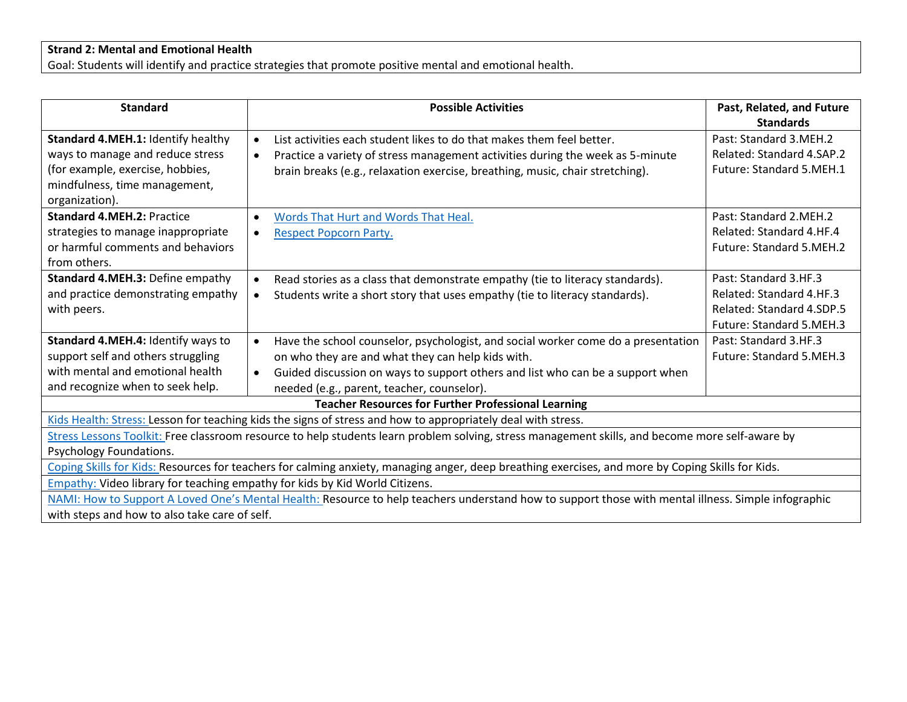**Strand 2: Mental and Emotional Health**
Goal: Students will identify and practice strategies that promote positive mental and emotional health.

| Standard | Possible Activities | Past, Related, and Future Standards |
|---|---|---|
| **Standard 4.MEH.1:** Identify healthy ways to manage and reduce stress (for example, exercise, hobbies, mindfulness, time management, organization). | • List activities each student likes to do that makes them feel better.<br>• Practice a variety of stress management activities during the week as 5-minute brain breaks (e.g., relaxation exercise, breathing, music, chair stretching). | Past: Standard 3.MEH.2<br>Related: Standard 4.SAP.2<br>Future: Standard 5.MEH.1 |
| **Standard 4.MEH.2:** Practice strategies to manage inappropriate or harmful comments and behaviors from others. | • Words That Hurt and Words That Heal.<br>• Respect Popcorn Party. | Past: Standard 2.MEH.2<br>Related: Standard 4.HF.4<br>Future: Standard 5.MEH.2 |
| **Standard 4.MEH.3:** Define empathy and practice demonstrating empathy with peers. | • Read stories as a class that demonstrate empathy (tie to literacy standards).<br>• Students write a short story that uses empathy (tie to literacy standards). | Past: Standard 3.HF.3<br>Related: Standard 4.HF.3<br>Related: Standard 4.SDP.5<br>Future: Standard 5.MEH.3 |
| **Standard 4.MEH.4:** Identify ways to support self and others struggling with mental and emotional health and recognize when to seek help. | • Have the school counselor, psychologist, and social worker come do a presentation on who they are and what they can help kids with.<br>• Guided discussion on ways to support others and list who can be a support when needed (e.g., parent, teacher, counselor). | Past: Standard 3.HF.3<br>Future: Standard 5.MEH.3 |

| **Teacher Resources for Further Professional Learning** |
|---|
| Kids Health: Stress: Lesson for teaching kids the signs of stress and how to appropriately deal with stress. |
| Stress Lessons Toolkit: Free classroom resource to help students learn problem solving, stress management skills, and become more self-aware by Psychology Foundations. |
| Coping Skills for Kids: Resources for teachers for calming anxiety, managing anger, deep breathing exercises, and more by Coping Skills for Kids. |
| Empathy: Video library for teaching empathy for kids by Kid World Citizens. |
| NAMI: How to Support A Loved One's Mental Health: Resource to help teachers understand how to support those with mental illness. Simple infographic with steps and how to also take care of self. |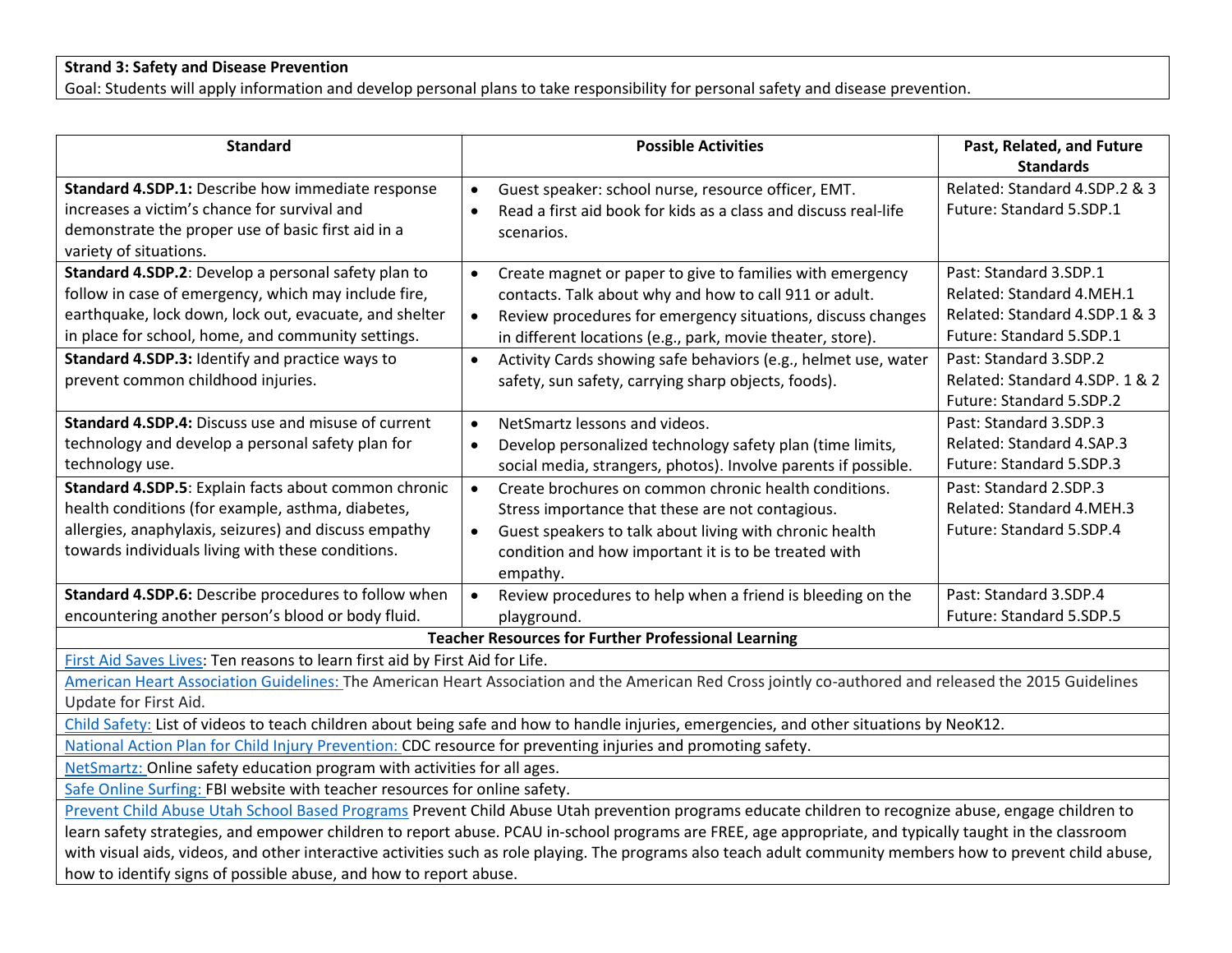**Strand 3: Safety and Disease Prevention**

Goal: Students will apply information and develop personal plans to take responsibility for personal safety and disease prevention.

| Standard | Possible Activities | Past, Related, and Future Standards |
|---|---|---|
| **Standard 4.SDP.1:** Describe how immediate response increases a victim's chance for survival and demonstrate the proper use of basic first aid in a variety of situations. | • Guest speaker: school nurse, resource officer, EMT.<br>• Read a first aid book for kids as a class and discuss real-life scenarios. | Related: Standard 4.SDP.2 & 3<br>Future: Standard 5.SDP.1 |
| **Standard 4.SDP.2**: Develop a personal safety plan to follow in case of emergency, which may include fire, earthquake, lock down, lock out, evacuate, and shelter in place for school, home, and community settings. | • Create magnet or paper to give to families with emergency contacts. Talk about why and how to call 911 or adult.<br>• Review procedures for emergency situations, discuss changes in different locations (e.g., park, movie theater, store). | Past: Standard 3.SDP.1<br>Related: Standard 4.MEH.1<br>Related: Standard 4.SDP.1 & 3<br>Future: Standard 5.SDP.1 |
| **Standard 4.SDP.3:** Identify and practice ways to prevent common childhood injuries. | • Activity Cards showing safe behaviors (e.g., helmet use, water safety, sun safety, carrying sharp objects, foods). | Past: Standard 3.SDP.2<br>Related: Standard 4.SDP. 1 & 2<br>Future: Standard 5.SDP.2 |
| **Standard 4.SDP.4:** Discuss use and misuse of current technology and develop a personal safety plan for technology use. | • NetSmartz lessons and videos.<br>• Develop personalized technology safety plan (time limits, social media, strangers, photos). Involve parents if possible. | Past: Standard 3.SDP.3<br>Related: Standard 4.SAP.3<br>Future: Standard 5.SDP.3 |
| **Standard 4.SDP.5**: Explain facts about common chronic health conditions (for example, asthma, diabetes, allergies, anaphylaxis, seizures) and discuss empathy towards individuals living with these conditions. | • Create brochures on common chronic health conditions. Stress importance that these are not contagious.<br>• Guest speakers to talk about living with chronic health condition and how important it is to be treated with empathy. | Past: Standard 2.SDP.3<br>Related: Standard 4.MEH.3<br>Future: Standard 5.SDP.4 |
| **Standard 4.SDP.6:** Describe procedures to follow when encountering another person's blood or body fluid. | • Review procedures to help when a friend is bleeding on the playground. | Past: Standard 3.SDP.4<br>Future: Standard 5.SDP.5 |

**Teacher Resources for Further Professional Learning**

First Aid Saves Lives: Ten reasons to learn first aid by First Aid for Life.

American Heart Association Guidelines: The American Heart Association and the American Red Cross jointly co-authored and released the 2015 Guidelines Update for First Aid.

Child Safety: List of videos to teach children about being safe and how to handle injuries, emergencies, and other situations by NeoK12.

National Action Plan for Child Injury Prevention: CDC resource for preventing injuries and promoting safety.

NetSmartz: Online safety education program with activities for all ages.

Safe Online Surfing: FBI website with teacher resources for online safety.

Prevent Child Abuse Utah School Based Programs Prevent Child Abuse Utah prevention programs educate children to recognize abuse, engage children to learn safety strategies, and empower children to report abuse. PCAU in-school programs are FREE, age appropriate, and typically taught in the classroom with visual aids, videos, and other interactive activities such as role playing. The programs also teach adult community members how to prevent child abuse, how to identify signs of possible abuse, and how to report abuse.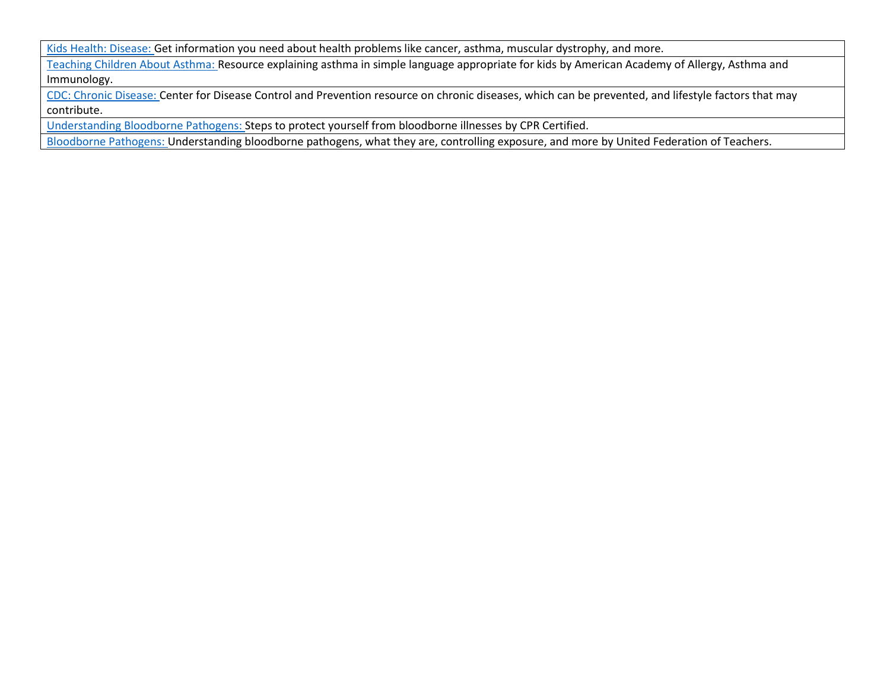| |
|---|
| Kids Health: Disease: Get information you need about health problems like cancer, asthma, muscular dystrophy, and more. |
| Teaching Children About Asthma: Resource explaining asthma in simple language appropriate for kids by American Academy of Allergy, Asthma and Immunology. |
| CDC: Chronic Disease: Center for Disease Control and Prevention resource on chronic diseases, which can be prevented, and lifestyle factors that may contribute. |
| Understanding Bloodborne Pathogens: Steps to protect yourself from bloodborne illnesses by CPR Certified. |
| Bloodborne Pathogens: Understanding bloodborne pathogens, what they are, controlling exposure, and more by United Federation of Teachers. |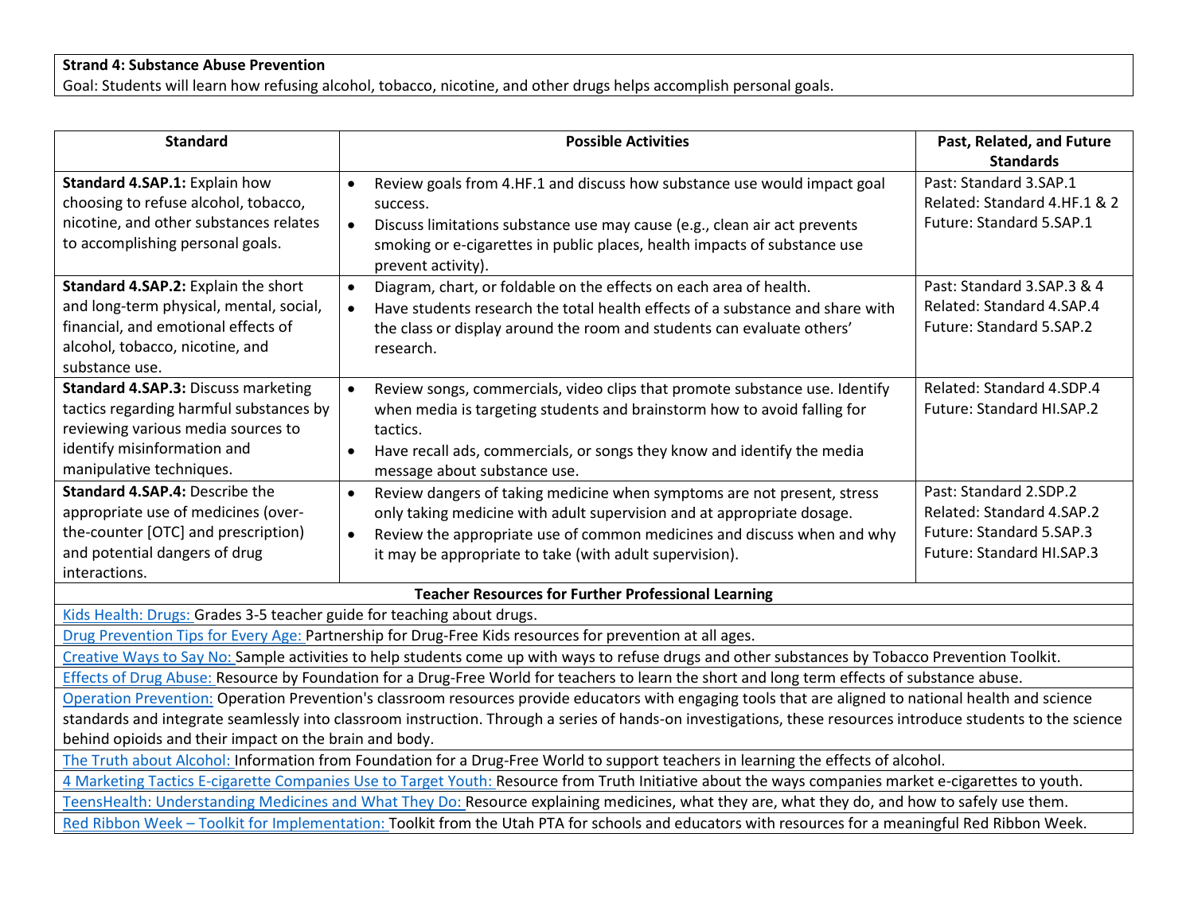**Strand 4: Substance Abuse Prevention**
Goal: Students will learn how refusing alcohol, tobacco, nicotine, and other drugs helps accomplish personal goals.

| Standard | Possible Activities | Past, Related, and Future Standards |
|---|---|---|
| **Standard 4.SAP.1:** Explain how choosing to refuse alcohol, tobacco, nicotine, and other substances relates to accomplishing personal goals. | • Review goals from 4.HF.1 and discuss how substance use would impact goal success.<br>• Discuss limitations substance use may cause (e.g., clean air act prevents smoking or e-cigarettes in public places, health impacts of substance use prevent activity). | Past: Standard 3.SAP.1<br>Related: Standard 4.HF.1 & 2<br>Future: Standard 5.SAP.1 |
| **Standard 4.SAP.2:** Explain the short and long-term physical, mental, social, financial, and emotional effects of alcohol, tobacco, nicotine, and substance use. | • Diagram, chart, or foldable on the effects on each area of health.<br>• Have students research the total health effects of a substance and share with the class or display around the room and students can evaluate others' research. | Past: Standard 3.SAP.3 & 4<br>Related: Standard 4.SAP.4<br>Future: Standard 5.SAP.2 |
| **Standard 4.SAP.3:** Discuss marketing tactics regarding harmful substances by reviewing various media sources to identify misinformation and manipulative techniques. | • Review songs, commercials, video clips that promote substance use. Identify when media is targeting students and brainstorm how to avoid falling for tactics.<br>• Have recall ads, commercials, or songs they know and identify the media message about substance use. | Related: Standard 4.SDP.4<br>Future: Standard HI.SAP.2 |
| **Standard 4.SAP.4:** Describe the appropriate use of medicines (over-the-counter [OTC] and prescription) and potential dangers of drug interactions. | • Review dangers of taking medicine when symptoms are not present, stress only taking medicine with adult supervision and at appropriate dosage.<br>• Review the appropriate use of common medicines and discuss when and why it may be appropriate to take (with adult supervision). | Past: Standard 2.SDP.2<br>Related: Standard 4.SAP.2<br>Future: Standard 5.SAP.3<br>Future: Standard HI.SAP.3 |

**Teacher Resources for Further Professional Learning**

- Kids Health: Drugs: Grades 3-5 teacher guide for teaching about drugs.
- Drug Prevention Tips for Every Age: Partnership for Drug-Free Kids resources for prevention at all ages.
- Creative Ways to Say No: Sample activities to help students come up with ways to refuse drugs and other substances by Tobacco Prevention Toolkit.
- Effects of Drug Abuse: Resource by Foundation for a Drug-Free World for teachers to learn the short and long term effects of substance abuse.
- Operation Prevention: Operation Prevention's classroom resources provide educators with engaging tools that are aligned to national health and science standards and integrate seamlessly into classroom instruction. Through a series of hands-on investigations, these resources introduce students to the science behind opioids and their impact on the brain and body.
- The Truth about Alcohol: Information from Foundation for a Drug-Free World to support teachers in learning the effects of alcohol.
- 4 Marketing Tactics E-cigarette Companies Use to Target Youth: Resource from Truth Initiative about the ways companies market e-cigarettes to youth.
- TeensHealth: Understanding Medicines and What They Do: Resource explaining medicines, what they are, what they do, and how to safely use them.
- Red Ribbon Week – Toolkit for Implementation: Toolkit from the Utah PTA for schools and educators with resources for a meaningful Red Ribbon Week.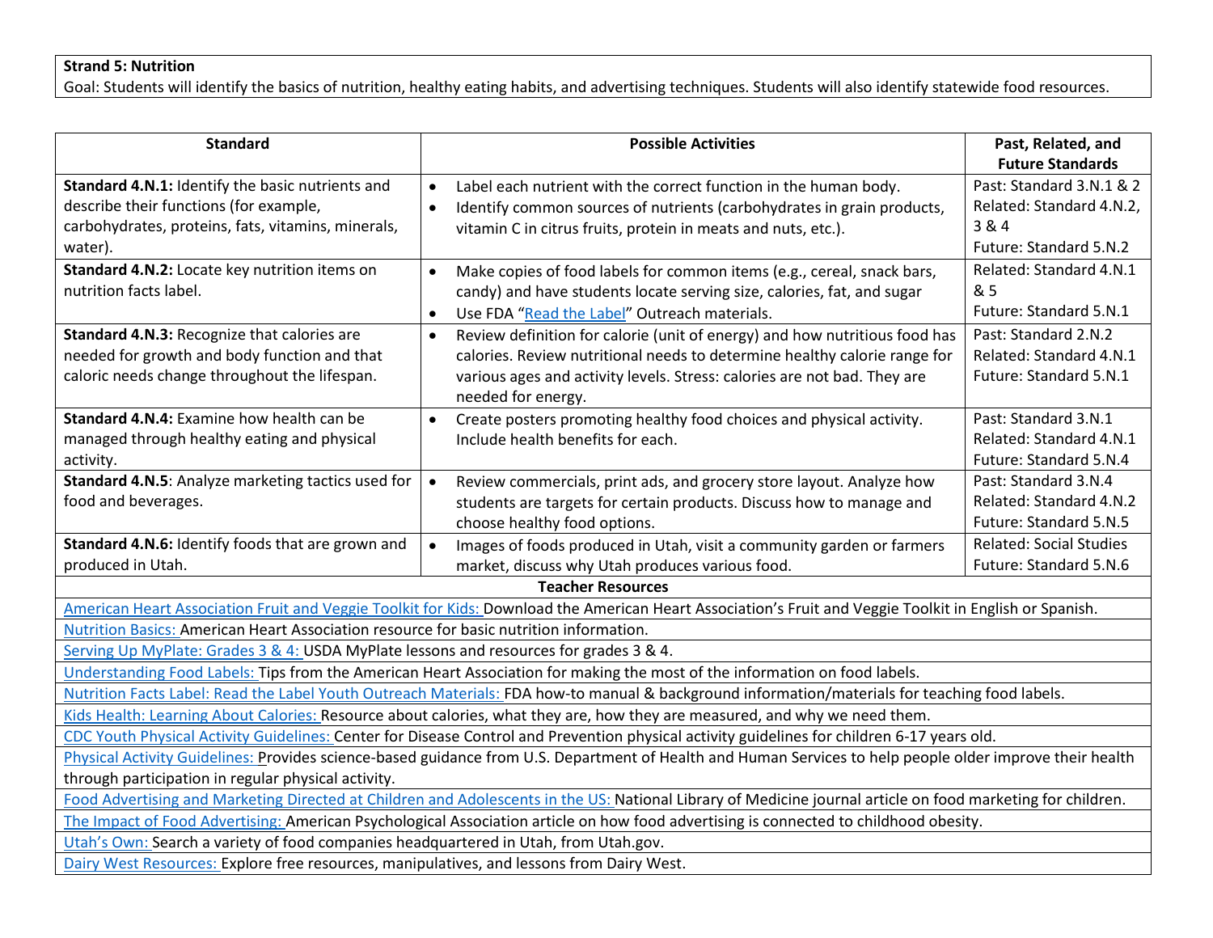**Strand 5: Nutrition**
Goal: Students will identify the basics of nutrition, healthy eating habits, and advertising techniques. Students will also identify statewide food resources.

| Standard | Possible Activities | Past, Related, and Future Standards |
|---|---|---|
| **Standard 4.N.1:** Identify the basic nutrients and describe their functions (for example, carbohydrates, proteins, fats, vitamins, minerals, water). | • Label each nutrient with the correct function in the human body.<br>• Identify common sources of nutrients (carbohydrates in grain products, vitamin C in citrus fruits, protein in meats and nuts, etc.). | Past: Standard 3.N.1 & 2<br>Related: Standard 4.N.2, 3 & 4<br>Future: Standard 5.N.2 |
| **Standard 4.N.2:** Locate key nutrition items on nutrition facts label. | • Make copies of food labels for common items (e.g., cereal, snack bars, candy) and have students locate serving size, calories, fat, and sugar<br>• Use FDA "Read the Label" Outreach materials. | Related: Standard 4.N.1 & 5<br>Future: Standard 5.N.1 |
| **Standard 4.N.3:** Recognize that calories are needed for growth and body function and that caloric needs change throughout the lifespan. | • Review definition for calorie (unit of energy) and how nutritious food has calories. Review nutritional needs to determine healthy calorie range for various ages and activity levels. Stress: calories are not bad. They are needed for energy. | Past: Standard 2.N.2<br>Related: Standard 4.N.1<br>Future: Standard 5.N.1 |
| **Standard 4.N.4:** Examine how health can be managed through healthy eating and physical activity. | • Create posters promoting healthy food choices and physical activity. Include health benefits for each. | Past: Standard 3.N.1<br>Related: Standard 4.N.1<br>Future: Standard 5.N.4 |
| **Standard 4.N.5**: Analyze marketing tactics used for food and beverages. | • Review commercials, print ads, and grocery store layout. Analyze how students are targets for certain products. Discuss how to manage and choose healthy food options. | Past: Standard 3.N.4<br>Related: Standard 4.N.2<br>Future: Standard 5.N.5 |
| **Standard 4.N.6:** Identify foods that are grown and produced in Utah. | • Images of foods produced in Utah, visit a community garden or farmers market, discuss why Utah produces various food. | Related: Social Studies<br>Future: Standard 5.N.6 |

**Teacher Resources**

- American Heart Association Fruit and Veggie Toolkit for Kids: Download the American Heart Association's Fruit and Veggie Toolkit in English or Spanish.
- Nutrition Basics: American Heart Association resource for basic nutrition information.
- Serving Up MyPlate: Grades 3 & 4: USDA MyPlate lessons and resources for grades 3 & 4.
- Understanding Food Labels: Tips from the American Heart Association for making the most of the information on food labels.
- Nutrition Facts Label: Read the Label Youth Outreach Materials: FDA how-to manual & background information/materials for teaching food labels.
- Kids Health: Learning About Calories: Resource about calories, what they are, how they are measured, and why we need them.
- CDC Youth Physical Activity Guidelines: Center for Disease Control and Prevention physical activity guidelines for children 6-17 years old.
- Physical Activity Guidelines: Provides science-based guidance from U.S. Department of Health and Human Services to help people older improve their health through participation in regular physical activity.
- Food Advertising and Marketing Directed at Children and Adolescents in the US: National Library of Medicine journal article on food marketing for children.
- The Impact of Food Advertising: American Psychological Association article on how food advertising is connected to childhood obesity.
- Utah's Own: Search a variety of food companies headquartered in Utah, from Utah.gov.
- Dairy West Resources: Explore free resources, manipulatives, and lessons from Dairy West.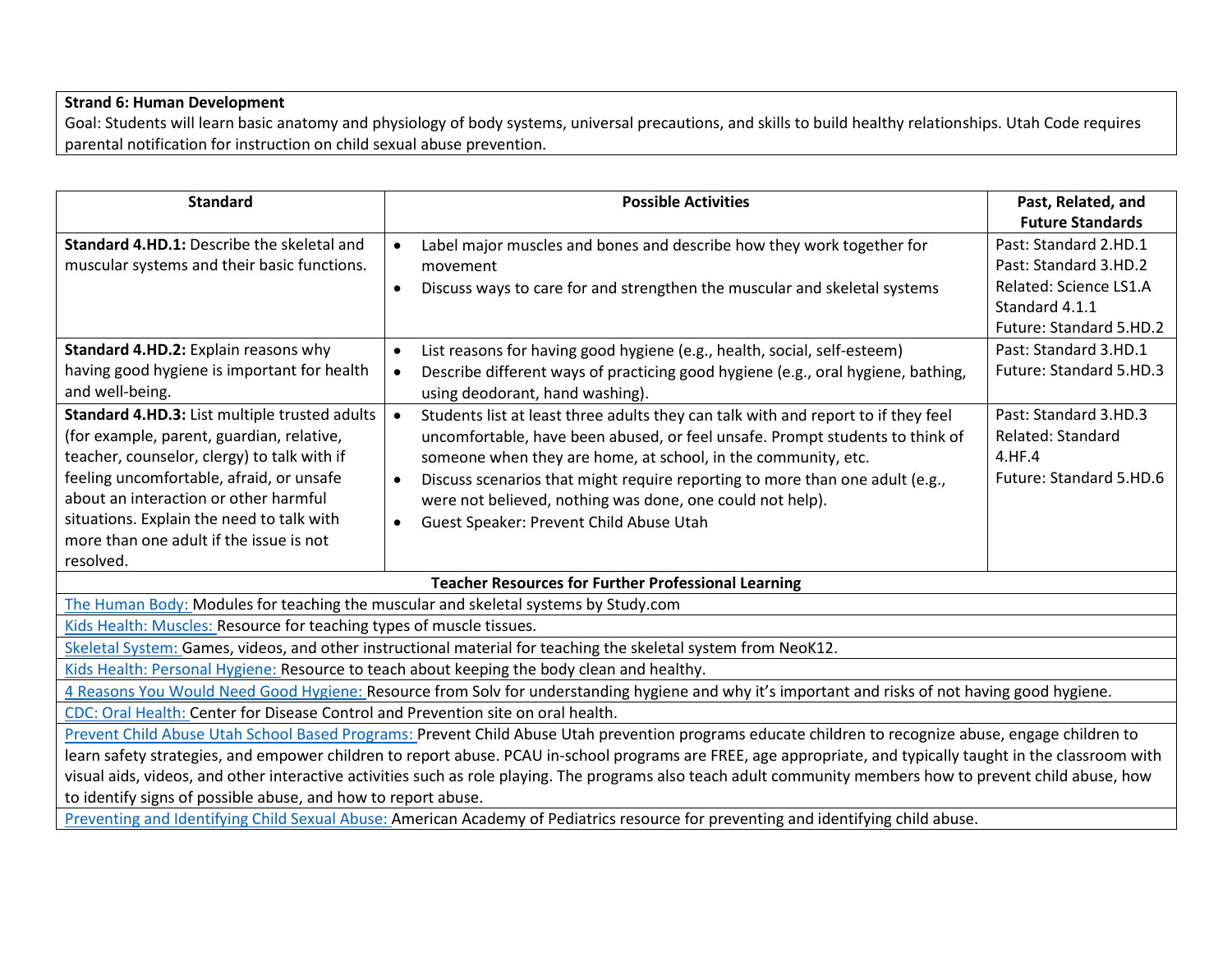**Strand 6: Human Development**
Goal: Students will learn basic anatomy and physiology of body systems, universal precautions, and skills to build healthy relationships. Utah Code requires parental notification for instruction on child sexual abuse prevention.

| Standard | Possible Activities | Past, Related, and Future Standards |
|---|---|---|
| **Standard 4.HD.1:** Describe the skeletal and muscular systems and their basic functions. | • Label major muscles and bones and describe how they work together for movement<br>• Discuss ways to care for and strengthen the muscular and skeletal systems | Past: Standard 2.HD.1<br>Past: Standard 3.HD.2<br>Related: Science LS1.A Standard 4.1.1<br>Future: Standard 5.HD.2 |
| **Standard 4.HD.2:** Explain reasons why having good hygiene is important for health and well-being. | • List reasons for having good hygiene (e.g., health, social, self-esteem)<br>• Describe different ways of practicing good hygiene (e.g., oral hygiene, bathing, using deodorant, hand washing). | Past: Standard 3.HD.1<br>Future: Standard 5.HD.3 |
| **Standard 4.HD.3:** List multiple trusted adults (for example, parent, guardian, relative, teacher, counselor, clergy) to talk with if feeling uncomfortable, afraid, or unsafe about an interaction or other harmful situations. Explain the need to talk with more than one adult if the issue is not resolved. | • Students list at least three adults they can talk with and report to if they feel uncomfortable, have been abused, or feel unsafe. Prompt students to think of someone when they are home, at school, in the community, etc.<br>• Discuss scenarios that might require reporting to more than one adult (e.g., were not believed, nothing was done, one could not help).<br>• Guest Speaker: Prevent Child Abuse Utah | Past: Standard 3.HD.3<br>Related: Standard 4.HF.4<br>Future: Standard 5.HD.6 |

**Teacher Resources for Further Professional Learning**

The Human Body: Modules for teaching the muscular and skeletal systems by Study.com

Kids Health: Muscles: Resource for teaching types of muscle tissues.

Skeletal System: Games, videos, and other instructional material for teaching the skeletal system from NeoK12.

Kids Health: Personal Hygiene: Resource to teach about keeping the body clean and healthy.

4 Reasons You Would Need Good Hygiene: Resource from Solv for understanding hygiene and why it's important and risks of not having good hygiene.

CDC: Oral Health: Center for Disease Control and Prevention site on oral health.

Prevent Child Abuse Utah School Based Programs: Prevent Child Abuse Utah prevention programs educate children to recognize abuse, engage children to learn safety strategies, and empower children to report abuse. PCAU in-school programs are FREE, age appropriate, and typically taught in the classroom with visual aids, videos, and other interactive activities such as role playing. The programs also teach adult community members how to prevent child abuse, how to identify signs of possible abuse, and how to report abuse.

Preventing and Identifying Child Sexual Abuse: American Academy of Pediatrics resource for preventing and identifying child abuse.